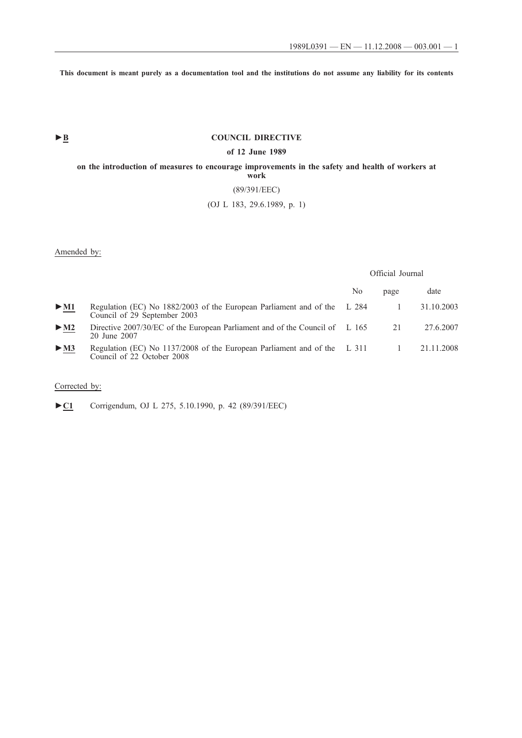**This document is meant purely as a documentation tool and the institutions do not assume any liability for its contents**

►B

# COUNCIL DIRECTIVE

## of 12 June 1989

## on the introduction of measures to encourage improvements in the safety and health of workers at work

(89/391/EEC)

(OJ L 183, 29.6.1989, p. 1)

Amended by:

| | | Official Journal | | |
|---|---|---|---|---|
| | | No | page | date |
| ►M1 | Regulation (EC) No 1882/2003 of the European Parliament and of the Council of 29 September 2003 | L 284 | 1 | 31.10.2003 |
| ►M2 | Directive 2007/30/EC of the European Parliament and of the Council of 20 June 2007 | L 165 | 21 | 27.6.2007 |
| ►M3 | Regulation (EC) No 1137/2008 of the European Parliament and of the Council of 22 October 2008 | L 311 | 1 | 21.11.2008 |

Corrected by:

►C1 Corrigendum, OJ L 275, 5.10.1990, p. 42 (89/391/EEC)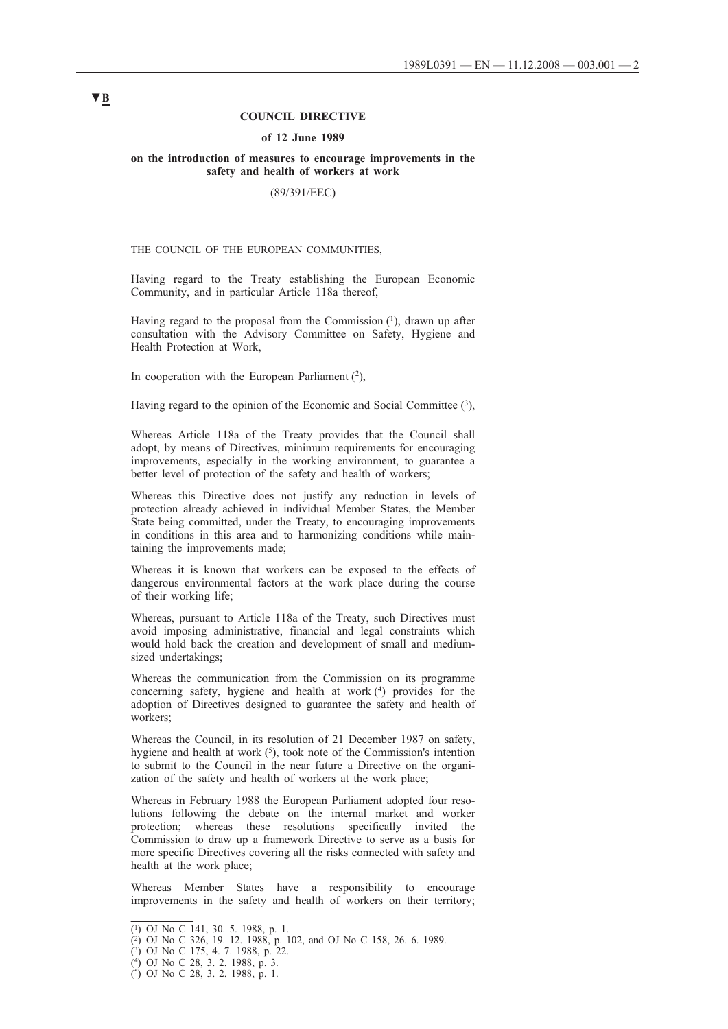▼B

**COUNCIL DIRECTIVE**

**of 12 June 1989**

**on the introduction of measures to encourage improvements in the safety and health of workers at work**

(89/391/EEC)

THE COUNCIL OF THE EUROPEAN COMMUNITIES,

Having regard to the Treaty establishing the European Economic Community, and in particular Article 118a thereof,

Having regard to the proposal from the Commission [1], drawn up after consultation with the Advisory Committee on Safety, Hygiene and Health Protection at Work,

In cooperation with the European Parliament [2],

Having regard to the opinion of the Economic and Social Committee [3],

Whereas Article 118a of the Treaty provides that the Council shall adopt, by means of Directives, minimum requirements for encouraging improvements, especially in the working environment, to guarantee a better level of protection of the safety and health of workers;

Whereas this Directive does not justify any reduction in levels of protection already achieved in individual Member States, the Member State being committed, under the Treaty, to encouraging improvements in conditions in this area and to harmonizing conditions while maintaining the improvements made;

Whereas it is known that workers can be exposed to the effects of dangerous environmental factors at the work place during the course of their working life;

Whereas, pursuant to Article 118a of the Treaty, such Directives must avoid imposing administrative, financial and legal constraints which would hold back the creation and development of small and medium-sized undertakings;

Whereas the communication from the Commission on its programme concerning safety, hygiene and health at work [4] provides for the adoption of Directives designed to guarantee the safety and health of workers;

Whereas the Council, in its resolution of 21 December 1987 on safety, hygiene and health at work [5], took note of the Commission's intention to submit to the Council in the near future a Directive on the organization of the safety and health of workers at the work place;

Whereas in February 1988 the European Parliament adopted four resolutions following the debate on the internal market and worker protection; whereas these resolutions specifically invited the Commission to draw up a framework Directive to serve as a basis for more specific Directives covering all the risks connected with safety and health at the work place;

Whereas Member States have a responsibility to encourage improvements in the safety and health of workers on their territory;

---

[1] OJ No C 141, 30. 5. 1988, p. 1.

[2] OJ No C 326, 19. 12. 1988, p. 102, and OJ No C 158, 26. 6. 1989.

[3] OJ No C 175, 4. 7. 1988, p. 22.

[4] OJ No C 28, 3. 2. 1988, p. 3.

[5] OJ No C 28, 3. 2. 1988, p. 1.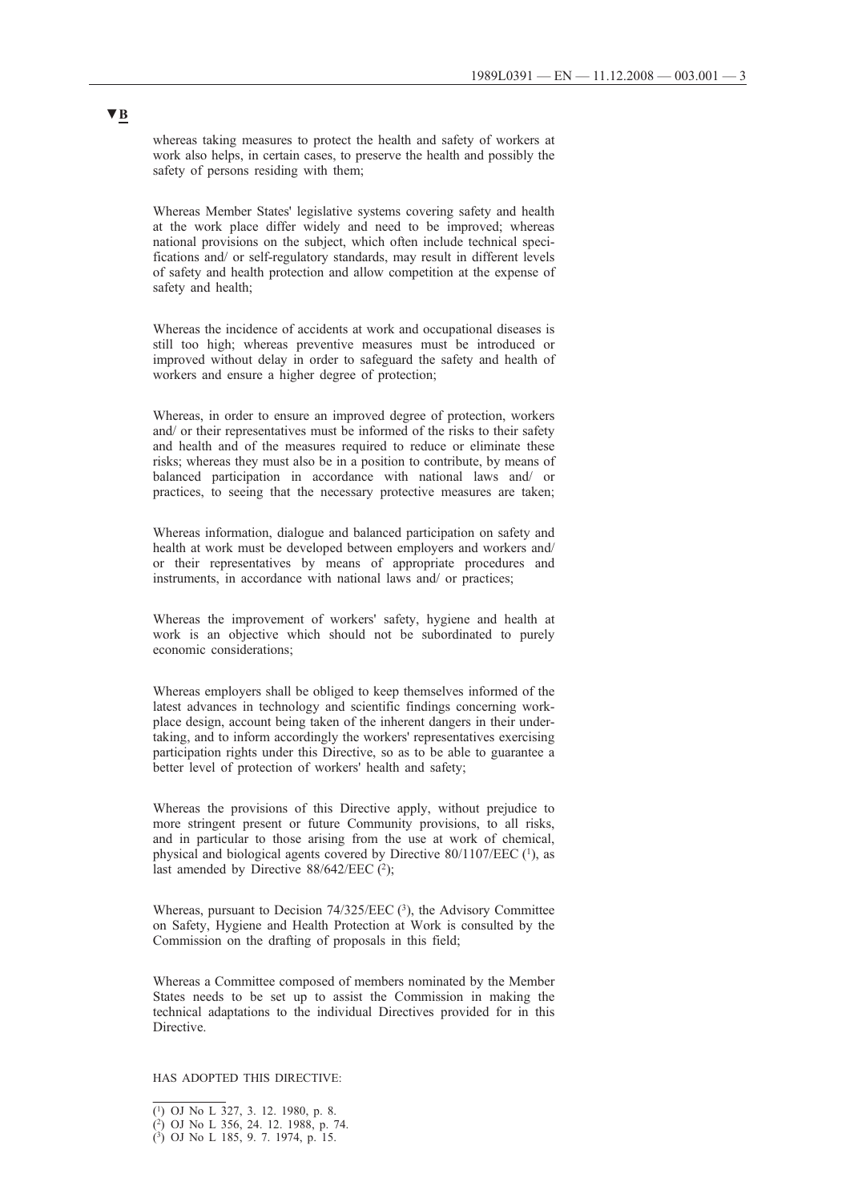▼B

whereas taking measures to protect the health and safety of workers at work also helps, in certain cases, to preserve the health and possibly the safety of persons residing with them;

Whereas Member States' legislative systems covering safety and health at the work place differ widely and need to be improved; whereas national provisions on the subject, which often include technical specifications and/ or self-regulatory standards, may result in different levels of safety and health protection and allow competition at the expense of safety and health;

Whereas the incidence of accidents at work and occupational diseases is still too high; whereas preventive measures must be introduced or improved without delay in order to safeguard the safety and health of workers and ensure a higher degree of protection;

Whereas, in order to ensure an improved degree of protection, workers and/ or their representatives must be informed of the risks to their safety and health and of the measures required to reduce or eliminate these risks; whereas they must also be in a position to contribute, by means of balanced participation in accordance with national laws and/ or practices, to seeing that the necessary protective measures are taken;

Whereas information, dialogue and balanced participation on safety and health at work must be developed between employers and workers and/ or their representatives by means of appropriate procedures and instruments, in accordance with national laws and/ or practices;

Whereas the improvement of workers' safety, hygiene and health at work is an objective which should not be subordinated to purely economic considerations;

Whereas employers shall be obliged to keep themselves informed of the latest advances in technology and scientific findings concerning workplace design, account being taken of the inherent dangers in their undertaking, and to inform accordingly the workers' representatives exercising participation rights under this Directive, so as to be able to guarantee a better level of protection of workers' health and safety;

Whereas the provisions of this Directive apply, without prejudice to more stringent present or future Community provisions, to all risks, and in particular to those arising from the use at work of chemical, physical and biological agents covered by Directive 80/1107/EEC [1], as last amended by Directive 88/642/EEC [2];

Whereas, pursuant to Decision 74/325/EEC [3], the Advisory Committee on Safety, Hygiene and Health Protection at Work is consulted by the Commission on the drafting of proposals in this field;

Whereas a Committee composed of members nominated by the Member States needs to be set up to assist the Commission in making the technical adaptations to the individual Directives provided for in this Directive.

HAS ADOPTED THIS DIRECTIVE:

---

[1] OJ No L 327, 3. 12. 1980, p. 8.

[2] OJ No L 356, 24. 12. 1988, p. 74.

[3] OJ No L 185, 9. 7. 1974, p. 15.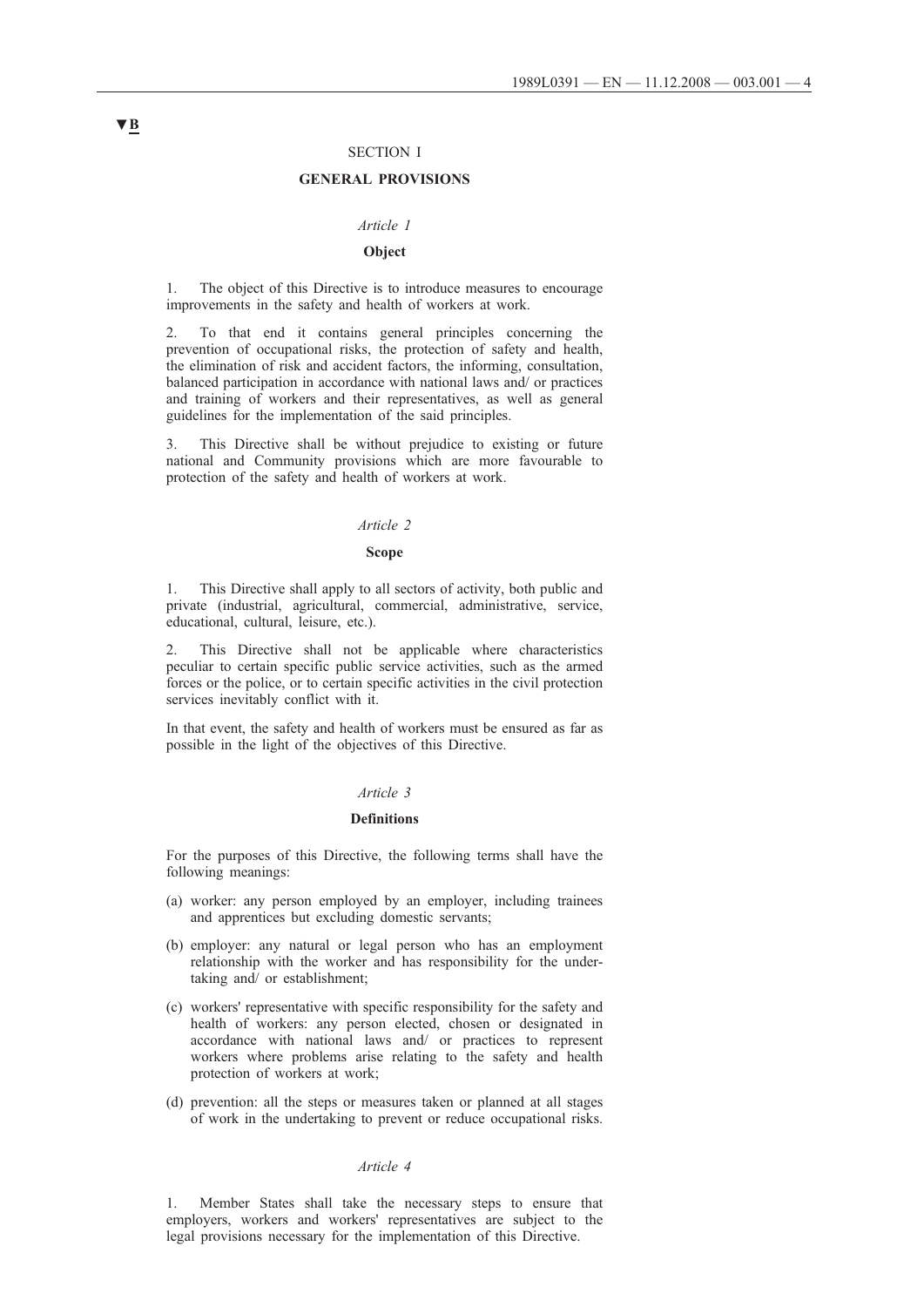▼B

## SECTION I

## GENERAL PROVISIONS

*Article 1*

**Object**

1. The object of this Directive is to introduce measures to encourage improvements in the safety and health of workers at work.

2. To that end it contains general principles concerning the prevention of occupational risks, the protection of safety and health, the elimination of risk and accident factors, the informing, consultation, balanced participation in accordance with national laws and/ or practices and training of workers and their representatives, as well as general guidelines for the implementation of the said principles.

3. This Directive shall be without prejudice to existing or future national and Community provisions which are more favourable to protection of the safety and health of workers at work.

*Article 2*

**Scope**

1. This Directive shall apply to all sectors of activity, both public and private (industrial, agricultural, commercial, administrative, service, educational, cultural, leisure, etc.).

2. This Directive shall not be applicable where characteristics peculiar to certain specific public service activities, such as the armed forces or the police, or to certain specific activities in the civil protection services inevitably conflict with it.

In that event, the safety and health of workers must be ensured as far as possible in the light of the objectives of this Directive.

*Article 3*

**Definitions**

For the purposes of this Directive, the following terms shall have the following meanings:

(a) worker: any person employed by an employer, including trainees and apprentices but excluding domestic servants;

(b) employer: any natural or legal person who has an employment relationship with the worker and has responsibility for the undertaking and/ or establishment;

(c) workers' representative with specific responsibility for the safety and health of workers: any person elected, chosen or designated in accordance with national laws and/ or practices to represent workers where problems arise relating to the safety and health protection of workers at work;

(d) prevention: all the steps or measures taken or planned at all stages of work in the undertaking to prevent or reduce occupational risks.

*Article 4*

1. Member States shall take the necessary steps to ensure that employers, workers and workers' representatives are subject to the legal provisions necessary for the implementation of this Directive.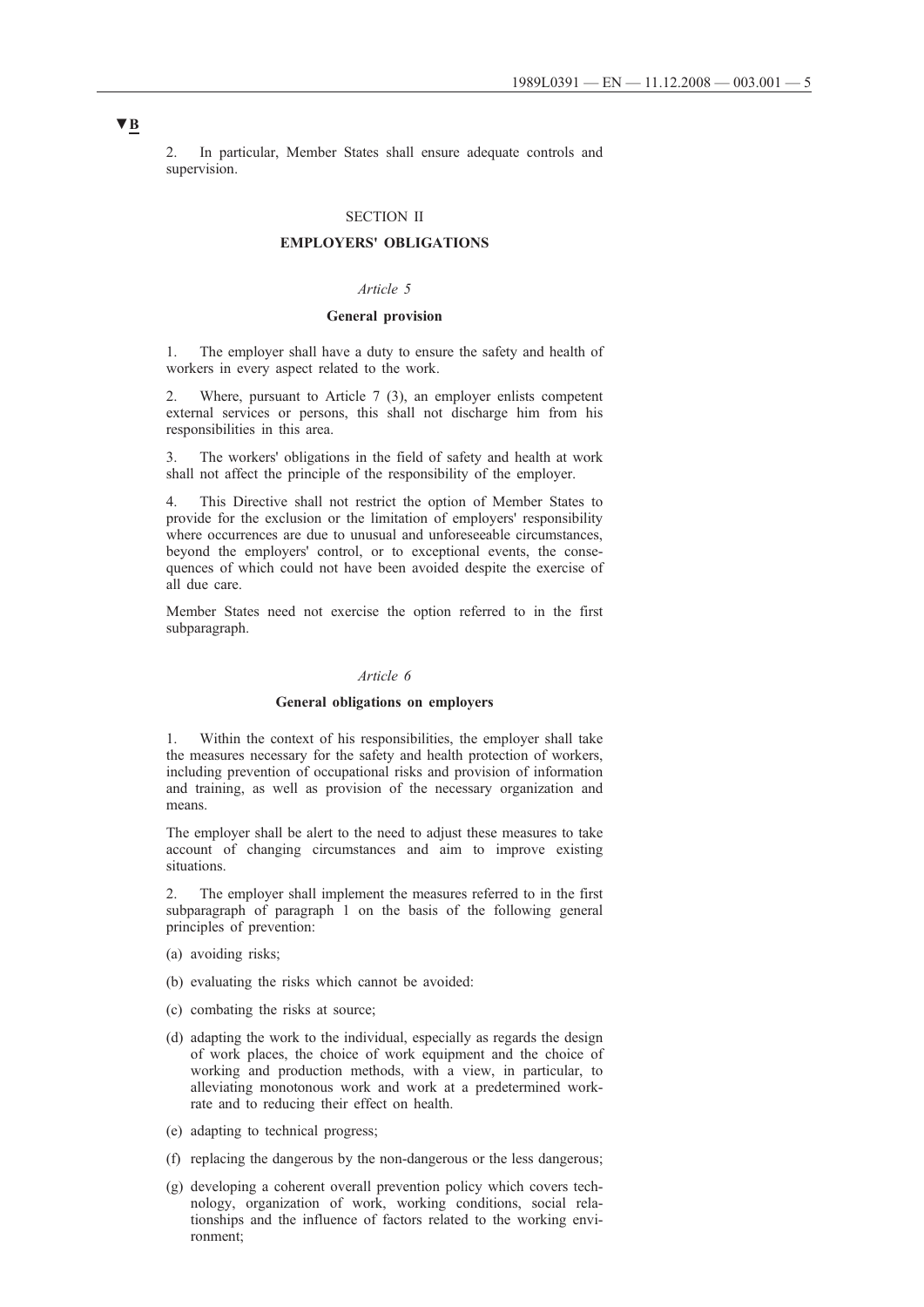▼B

2. In particular, Member States shall ensure adequate controls and supervision.

SECTION II

## EMPLOYERS' OBLIGATIONS

*Article 5*

### General provision

1. The employer shall have a duty to ensure the safety and health of workers in every aspect related to the work.

2. Where, pursuant to Article 7 (3), an employer enlists competent external services or persons, this shall not discharge him from his responsibilities in this area.

3. The workers' obligations in the field of safety and health at work shall not affect the principle of the responsibility of the employer.

4. This Directive shall not restrict the option of Member States to provide for the exclusion or the limitation of employers' responsibility where occurrences are due to unusual and unforeseeable circumstances, beyond the employers' control, or to exceptional events, the consequences of which could not have been avoided despite the exercise of all due care.

Member States need not exercise the option referred to in the first subparagraph.

*Article 6*

### General obligations on employers

1. Within the context of his responsibilities, the employer shall take the measures necessary for the safety and health protection of workers, including prevention of occupational risks and provision of information and training, as well as provision of the necessary organization and means.

The employer shall be alert to the need to adjust these measures to take account of changing circumstances and aim to improve existing situations.

2. The employer shall implement the measures referred to in the first subparagraph of paragraph 1 on the basis of the following general principles of prevention:

(a) avoiding risks;

(b) evaluating the risks which cannot be avoided:

(c) combating the risks at source;

(d) adapting the work to the individual, especially as regards the design of work places, the choice of work equipment and the choice of working and production methods, with a view, in particular, to alleviating monotonous work and work at a predetermined work-rate and to reducing their effect on health.

(e) adapting to technical progress;

(f) replacing the dangerous by the non-dangerous or the less dangerous;

(g) developing a coherent overall prevention policy which covers technology, organization of work, working conditions, social relationships and the influence of factors related to the working environment;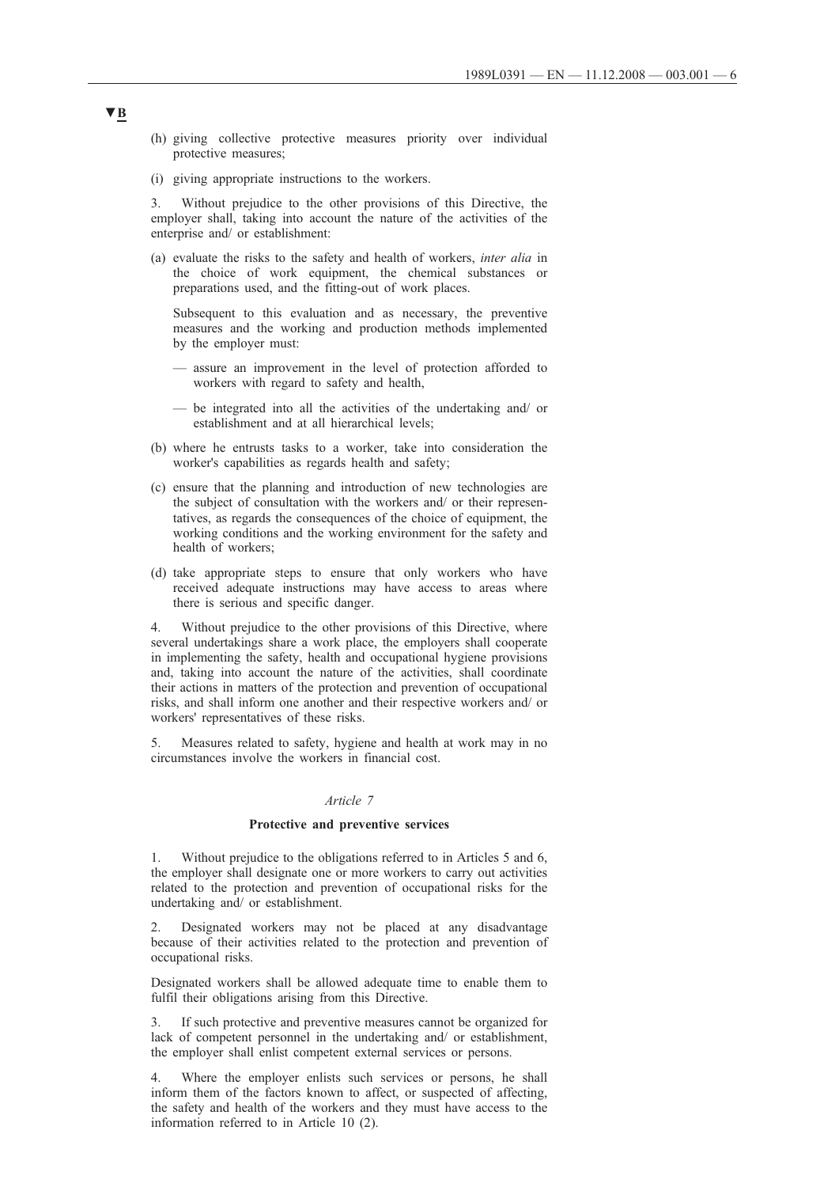▼B

(h) giving collective protective measures priority over individual protective measures;

(i) giving appropriate instructions to the workers.

3. Without prejudice to the other provisions of this Directive, the employer shall, taking into account the nature of the activities of the enterprise and/ or establishment:

(a) evaluate the risks to the safety and health of workers, *inter alia* in the choice of work equipment, the chemical substances or preparations used, and the fitting-out of work places.

   Subsequent to this evaluation and as necessary, the preventive measures and the working and production methods implemented by the employer must:

   — assure an improvement in the level of protection afforded to workers with regard to safety and health,

   — be integrated into all the activities of the undertaking and/ or establishment and at all hierarchical levels;

(b) where he entrusts tasks to a worker, take into consideration the worker's capabilities as regards health and safety;

(c) ensure that the planning and introduction of new technologies are the subject of consultation with the workers and/ or their representatives, as regards the consequences of the choice of equipment, the working conditions and the working environment for the safety and health of workers;

(d) take appropriate steps to ensure that only workers who have received adequate instructions may have access to areas where there is serious and specific danger.

4. Without prejudice to the other provisions of this Directive, where several undertakings share a work place, the employers shall cooperate in implementing the safety, health and occupational hygiene provisions and, taking into account the nature of the activities, shall coordinate their actions in matters of the protection and prevention of occupational risks, and shall inform one another and their respective workers and/ or workers' representatives of these risks.

5. Measures related to safety, hygiene and health at work may in no circumstances involve the workers in financial cost.

*Article 7*

**Protective and preventive services**

1. Without prejudice to the obligations referred to in Articles 5 and 6, the employer shall designate one or more workers to carry out activities related to the protection and prevention of occupational risks for the undertaking and/ or establishment.

2. Designated workers may not be placed at any disadvantage because of their activities related to the protection and prevention of occupational risks.

Designated workers shall be allowed adequate time to enable them to fulfil their obligations arising from this Directive.

3. If such protective and preventive measures cannot be organized for lack of competent personnel in the undertaking and/ or establishment, the employer shall enlist competent external services or persons.

4. Where the employer enlists such services or persons, he shall inform them of the factors known to affect, or suspected of affecting, the safety and health of the workers and they must have access to the information referred to in Article 10 (2).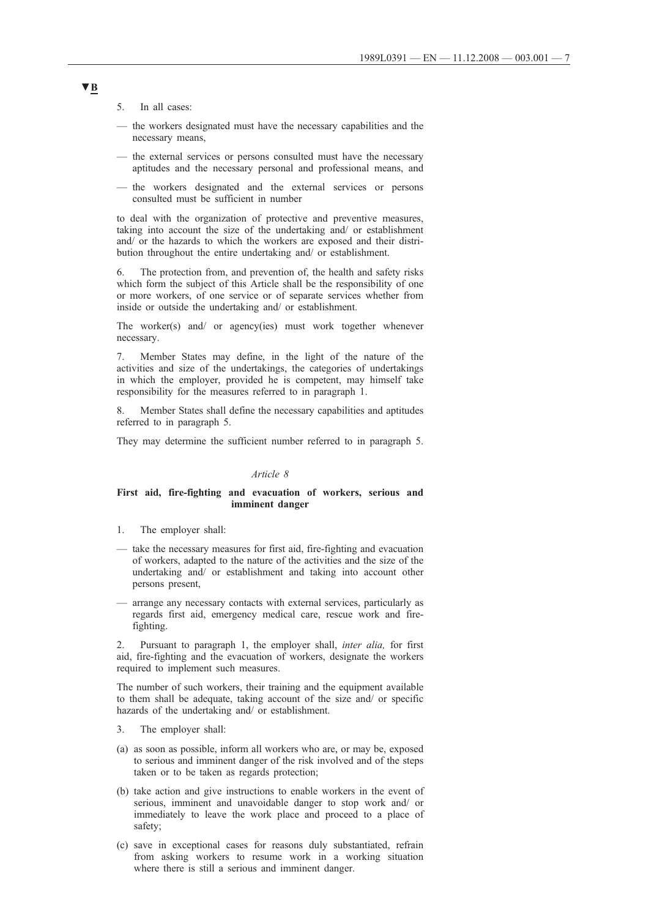▼B

5. In all cases:

— the workers designated must have the necessary capabilities and the necessary means,

— the external services or persons consulted must have the necessary aptitudes and the necessary personal and professional means, and

— the workers designated and the external services or persons consulted must be sufficient in number

to deal with the organization of protective and preventive measures, taking into account the size of the undertaking and/ or establishment and/ or the hazards to which the workers are exposed and their distribution throughout the entire undertaking and/ or establishment.

6. The protection from, and prevention of, the health and safety risks which form the subject of this Article shall be the responsibility of one or more workers, of one service or of separate services whether from inside or outside the undertaking and/ or establishment.

The worker(s) and/ or agency(ies) must work together whenever necessary.

7. Member States may define, in the light of the nature of the activities and size of the undertakings, the categories of undertakings in which the employer, provided he is competent, may himself take responsibility for the measures referred to in paragraph 1.

8. Member States shall define the necessary capabilities and aptitudes referred to in paragraph 5.

They may determine the sufficient number referred to in paragraph 5.

*Article 8*

**First aid, fire-fighting and evacuation of workers, serious and imminent danger**

1. The employer shall:

— take the necessary measures for first aid, fire-fighting and evacuation of workers, adapted to the nature of the activities and the size of the undertaking and/ or establishment and taking into account other persons present,

— arrange any necessary contacts with external services, particularly as regards first aid, emergency medical care, rescue work and fire-fighting.

2. Pursuant to paragraph 1, the employer shall, *inter alia,* for first aid, fire-fighting and the evacuation of workers, designate the workers required to implement such measures.

The number of such workers, their training and the equipment available to them shall be adequate, taking account of the size and/ or specific hazards of the undertaking and/ or establishment.

3. The employer shall:

(a) as soon as possible, inform all workers who are, or may be, exposed to serious and imminent danger of the risk involved and of the steps taken or to be taken as regards protection;

(b) take action and give instructions to enable workers in the event of serious, imminent and unavoidable danger to stop work and/ or immediately to leave the work place and proceed to a place of safety;

(c) save in exceptional cases for reasons duly substantiated, refrain from asking workers to resume work in a working situation where there is still a serious and imminent danger.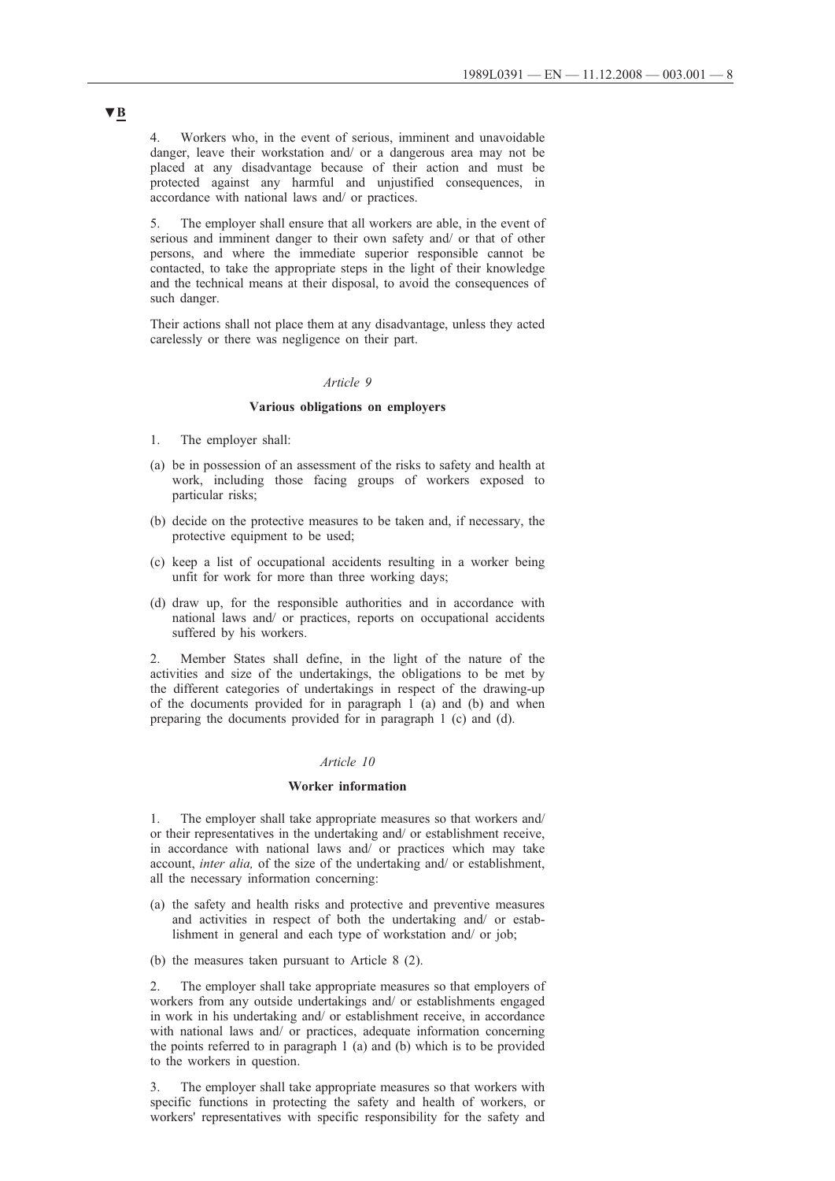▼B

4. Workers who, in the event of serious, imminent and unavoidable danger, leave their workstation and/ or a dangerous area may not be placed at any disadvantage because of their action and must be protected against any harmful and unjustified consequences, in accordance with national laws and/ or practices.

5. The employer shall ensure that all workers are able, in the event of serious and imminent danger to their own safety and/ or that of other persons, and where the immediate superior responsible cannot be contacted, to take the appropriate steps in the light of their knowledge and the technical means at their disposal, to avoid the consequences of such danger.

Their actions shall not place them at any disadvantage, unless they acted carelessly or there was negligence on their part.

*Article 9*

**Various obligations on employers**

1. The employer shall:

(a) be in possession of an assessment of the risks to safety and health at work, including those facing groups of workers exposed to particular risks;

(b) decide on the protective measures to be taken and, if necessary, the protective equipment to be used;

(c) keep a list of occupational accidents resulting in a worker being unfit for work for more than three working days;

(d) draw up, for the responsible authorities and in accordance with national laws and/ or practices, reports on occupational accidents suffered by his workers.

2. Member States shall define, in the light of the nature of the activities and size of the undertakings, the obligations to be met by the different categories of undertakings in respect of the drawing-up of the documents provided for in paragraph 1 (a) and (b) and when preparing the documents provided for in paragraph 1 (c) and (d).

*Article 10*

**Worker information**

1. The employer shall take appropriate measures so that workers and/ or their representatives in the undertaking and/ or establishment receive, in accordance with national laws and/ or practices which may take account, *inter alia,* of the size of the undertaking and/ or establishment, all the necessary information concerning:

(a) the safety and health risks and protective and preventive measures and activities in respect of both the undertaking and/ or establishment in general and each type of workstation and/ or job;

(b) the measures taken pursuant to Article 8 (2).

2. The employer shall take appropriate measures so that employers of workers from any outside undertakings and/ or establishments engaged in work in his undertaking and/ or establishment receive, in accordance with national laws and/ or practices, adequate information concerning the points referred to in paragraph 1 (a) and (b) which is to be provided to the workers in question.

3. The employer shall take appropriate measures so that workers with specific functions in protecting the safety and health of workers, or workers' representatives with specific responsibility for the safety and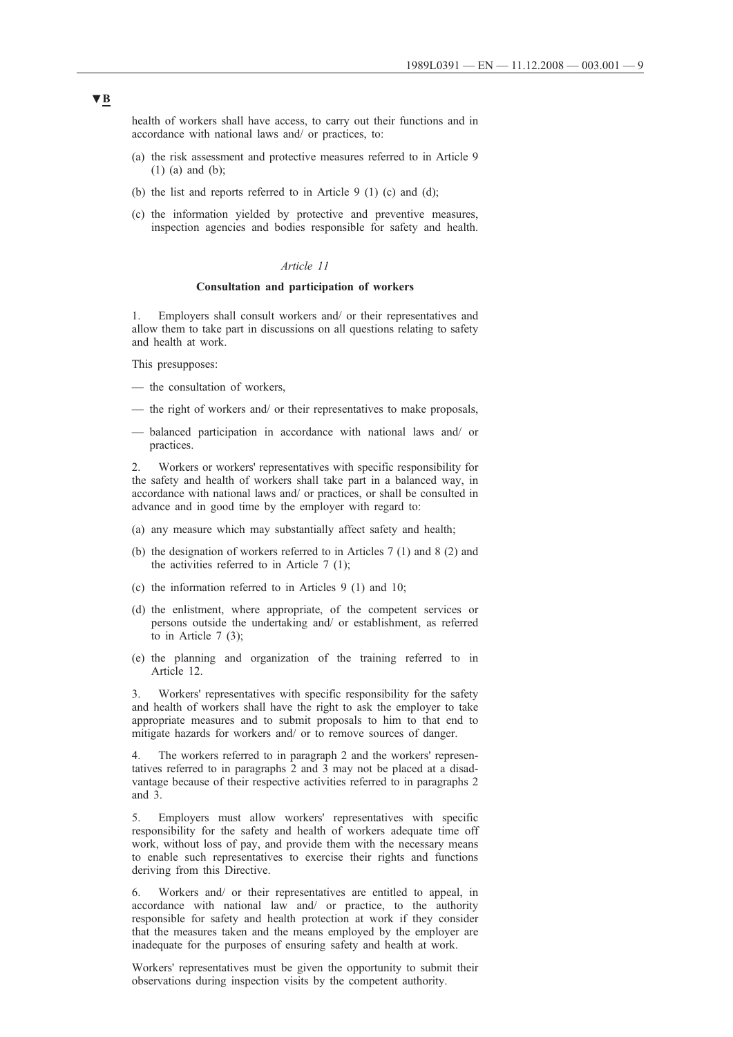**▼B**

health of workers shall have access, to carry out their functions and in accordance with national laws and/ or practices, to:

(a) the risk assessment and protective measures referred to in Article 9 (1) (a) and (b);

(b) the list and reports referred to in Article 9 (1) (c) and (d);

(c) the information yielded by protective and preventive measures, inspection agencies and bodies responsible for safety and health.

*Article 11*

**Consultation and participation of workers**

1. Employers shall consult workers and/ or their representatives and allow them to take part in discussions on all questions relating to safety and health at work.

This presupposes:

— the consultation of workers,

— the right of workers and/ or their representatives to make proposals,

— balanced participation in accordance with national laws and/ or practices.

2. Workers or workers' representatives with specific responsibility for the safety and health of workers shall take part in a balanced way, in accordance with national laws and/ or practices, or shall be consulted in advance and in good time by the employer with regard to:

(a) any measure which may substantially affect safety and health;

(b) the designation of workers referred to in Articles 7 (1) and 8 (2) and the activities referred to in Article 7 (1);

(c) the information referred to in Articles 9 (1) and 10;

(d) the enlistment, where appropriate, of the competent services or persons outside the undertaking and/ or establishment, as referred to in Article 7 (3);

(e) the planning and organization of the training referred to in Article 12.

3. Workers' representatives with specific responsibility for the safety and health of workers shall have the right to ask the employer to take appropriate measures and to submit proposals to him to that end to mitigate hazards for workers and/ or to remove sources of danger.

4. The workers referred to in paragraph 2 and the workers' representatives referred to in paragraphs 2 and 3 may not be placed at a disadvantage because of their respective activities referred to in paragraphs 2 and 3.

5. Employers must allow workers' representatives with specific responsibility for the safety and health of workers adequate time off work, without loss of pay, and provide them with the necessary means to enable such representatives to exercise their rights and functions deriving from this Directive.

6. Workers and/ or their representatives are entitled to appeal, in accordance with national law and/ or practice, to the authority responsible for safety and health protection at work if they consider that the measures taken and the means employed by the employer are inadequate for the purposes of ensuring safety and health at work.

Workers' representatives must be given the opportunity to submit their observations during inspection visits by the competent authority.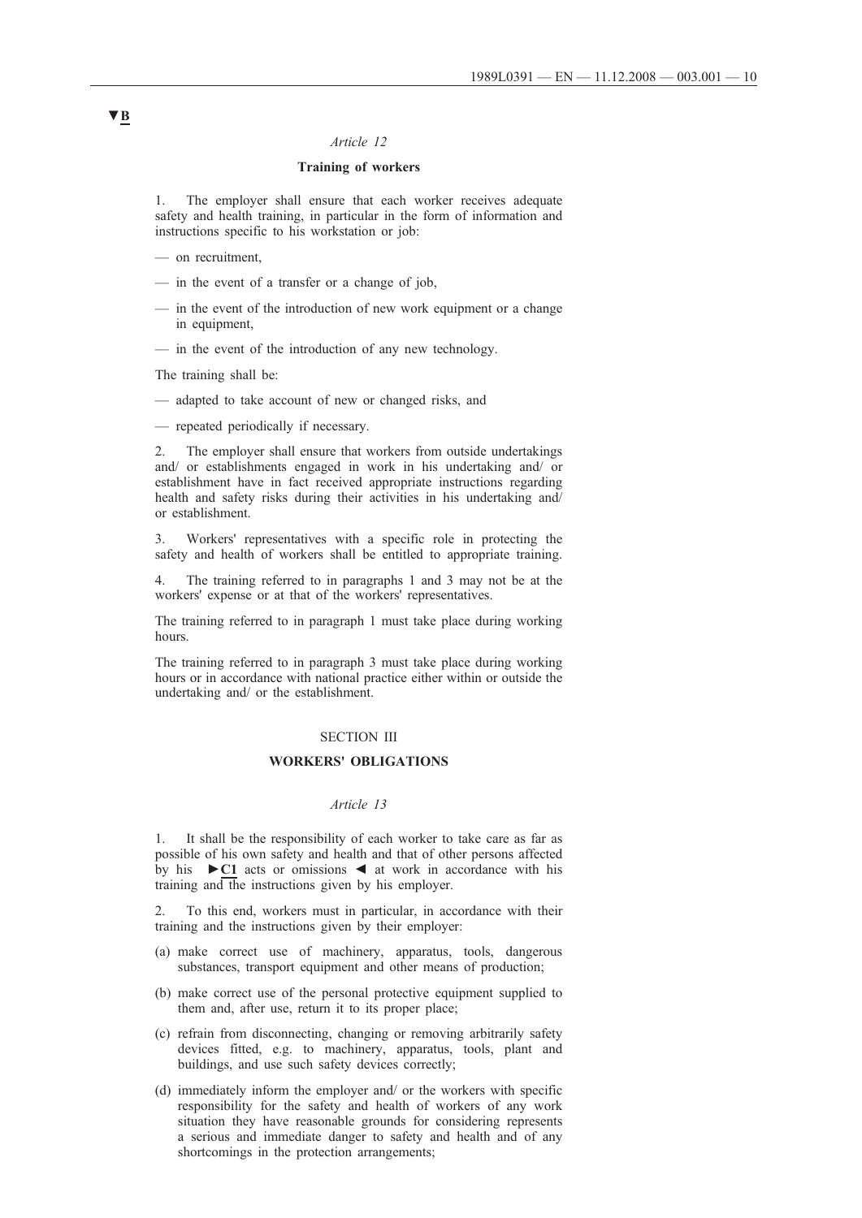▼B

*Article 12*

**Training of workers**

1. The employer shall ensure that each worker receives adequate safety and health training, in particular in the form of information and instructions specific to his workstation or job:

— on recruitment,

— in the event of a transfer or a change of job,

— in the event of the introduction of new work equipment or a change in equipment,

— in the event of the introduction of any new technology.

The training shall be:

— adapted to take account of new or changed risks, and

— repeated periodically if necessary.

2. The employer shall ensure that workers from outside undertakings and/ or establishments engaged in work in his undertaking and/ or establishment have in fact received appropriate instructions regarding health and safety risks during their activities in his undertaking and/ or establishment.

3. Workers' representatives with a specific role in protecting the safety and health of workers shall be entitled to appropriate training.

4. The training referred to in paragraphs 1 and 3 may not be at the workers' expense or at that of the workers' representatives.

The training referred to in paragraph 1 must take place during working hours.

The training referred to in paragraph 3 must take place during working hours or in accordance with national practice either within or outside the undertaking and/ or the establishment.

SECTION III

**WORKERS' OBLIGATIONS**

*Article 13*

1. It shall be the responsibility of each worker to take care as far as possible of his own safety and health and that of other persons affected by his ►C1 acts or omissions ◄ at work in accordance with his training and the instructions given by his employer.

2. To this end, workers must in particular, in accordance with their training and the instructions given by their employer:

(a) make correct use of machinery, apparatus, tools, dangerous substances, transport equipment and other means of production;

(b) make correct use of the personal protective equipment supplied to them and, after use, return it to its proper place;

(c) refrain from disconnecting, changing or removing arbitrarily safety devices fitted, e.g. to machinery, apparatus, tools, plant and buildings, and use such safety devices correctly;

(d) immediately inform the employer and/ or the workers with specific responsibility for the safety and health of workers of any work situation they have reasonable grounds for considering represents a serious and immediate danger to safety and health and of any shortcomings in the protection arrangements;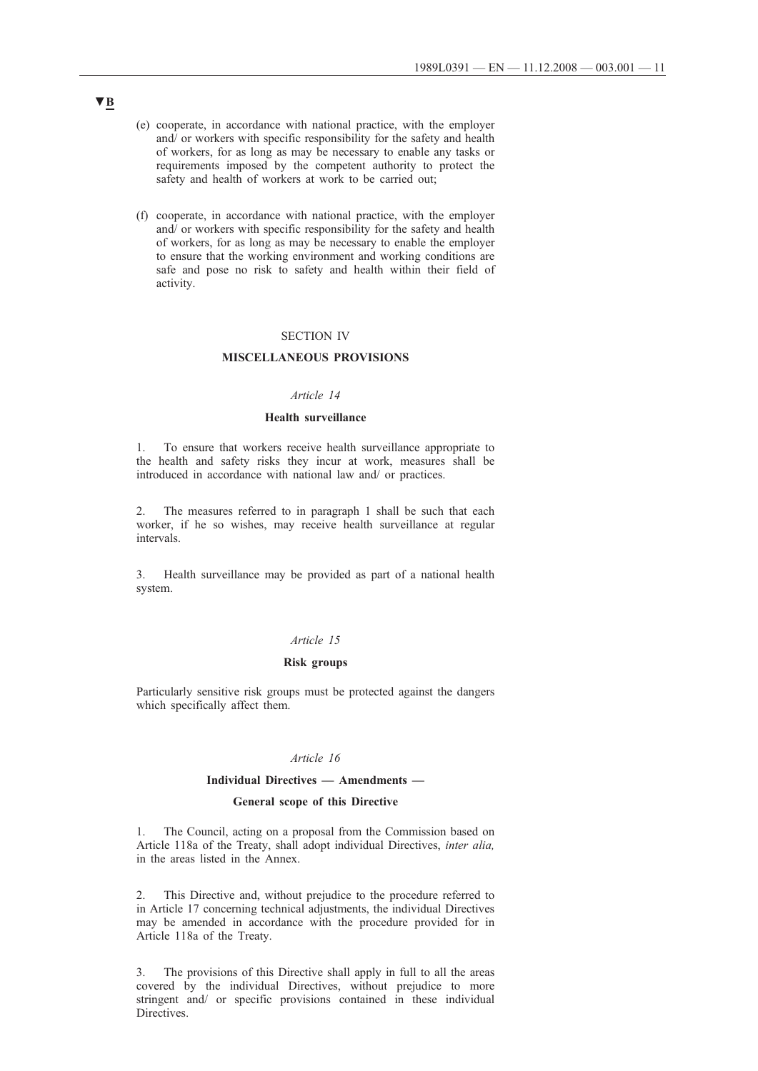▼B

(e) cooperate, in accordance with national practice, with the employer and/ or workers with specific responsibility for the safety and health of workers, for as long as may be necessary to enable any tasks or requirements imposed by the competent authority to protect the safety and health of workers at work to be carried out;

(f) cooperate, in accordance with national practice, with the employer and/ or workers with specific responsibility for the safety and health of workers, for as long as may be necessary to enable the employer to ensure that the working environment and working conditions are safe and pose no risk to safety and health within their field of activity.

## SECTION IV

## MISCELLANEOUS PROVISIONS

*Article 14*

**Health surveillance**

1. To ensure that workers receive health surveillance appropriate to the health and safety risks they incur at work, measures shall be introduced in accordance with national law and/ or practices.

2. The measures referred to in paragraph 1 shall be such that each worker, if he so wishes, may receive health surveillance at regular intervals.

3. Health surveillance may be provided as part of a national health system.

*Article 15*

**Risk groups**

Particularly sensitive risk groups must be protected against the dangers which specifically affect them.

*Article 16*

**Individual Directives — Amendments —**

**General scope of this Directive**

1. The Council, acting on a proposal from the Commission based on Article 118a of the Treaty, shall adopt individual Directives, *inter alia,* in the areas listed in the Annex.

2. This Directive and, without prejudice to the procedure referred to in Article 17 concerning technical adjustments, the individual Directives may be amended in accordance with the procedure provided for in Article 118a of the Treaty.

3. The provisions of this Directive shall apply in full to all the areas covered by the individual Directives, without prejudice to more stringent and/ or specific provisions contained in these individual Directives.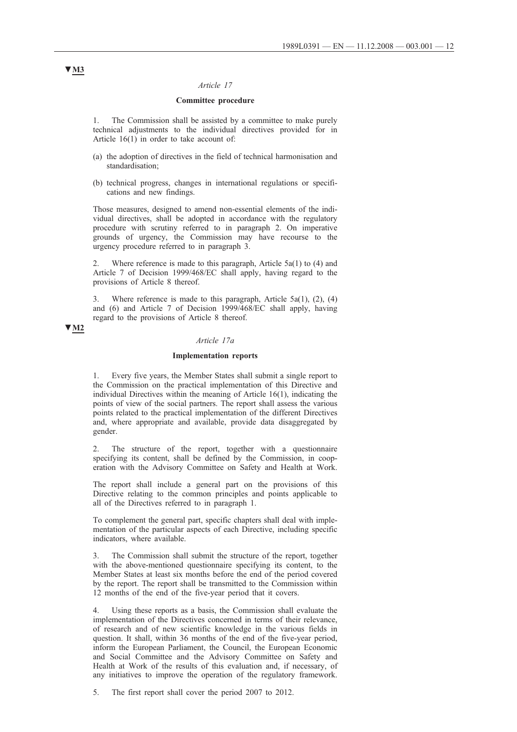▼M3

*Article 17*

**Committee procedure**

1. The Commission shall be assisted by a committee to make purely technical adjustments to the individual directives provided for in Article 16(1) in order to take account of:

(a) the adoption of directives in the field of technical harmonisation and standardisation;

(b) technical progress, changes in international regulations or specifications and new findings.

Those measures, designed to amend non-essential elements of the individual directives, shall be adopted in accordance with the regulatory procedure with scrutiny referred to in paragraph 2. On imperative grounds of urgency, the Commission may have recourse to the urgency procedure referred to in paragraph 3.

2. Where reference is made to this paragraph, Article 5a(1) to (4) and Article 7 of Decision 1999/468/EC shall apply, having regard to the provisions of Article 8 thereof.

3. Where reference is made to this paragraph, Article 5a(1), (2), (4) and (6) and Article 7 of Decision 1999/468/EC shall apply, having regard to the provisions of Article 8 thereof.

▼M2

*Article 17a*

**Implementation reports**

1. Every five years, the Member States shall submit a single report to the Commission on the practical implementation of this Directive and individual Directives within the meaning of Article 16(1), indicating the points of view of the social partners. The report shall assess the various points related to the practical implementation of the different Directives and, where appropriate and available, provide data disaggregated by gender.

2. The structure of the report, together with a questionnaire specifying its content, shall be defined by the Commission, in cooperation with the Advisory Committee on Safety and Health at Work.

The report shall include a general part on the provisions of this Directive relating to the common principles and points applicable to all of the Directives referred to in paragraph 1.

To complement the general part, specific chapters shall deal with implementation of the particular aspects of each Directive, including specific indicators, where available.

3. The Commission shall submit the structure of the report, together with the above-mentioned questionnaire specifying its content, to the Member States at least six months before the end of the period covered by the report. The report shall be transmitted to the Commission within 12 months of the end of the five-year period that it covers.

4. Using these reports as a basis, the Commission shall evaluate the implementation of the Directives concerned in terms of their relevance, of research and of new scientific knowledge in the various fields in question. It shall, within 36 months of the end of the five-year period, inform the European Parliament, the Council, the European Economic and Social Committee and the Advisory Committee on Safety and Health at Work of the results of this evaluation and, if necessary, of any initiatives to improve the operation of the regulatory framework.

5. The first report shall cover the period 2007 to 2012.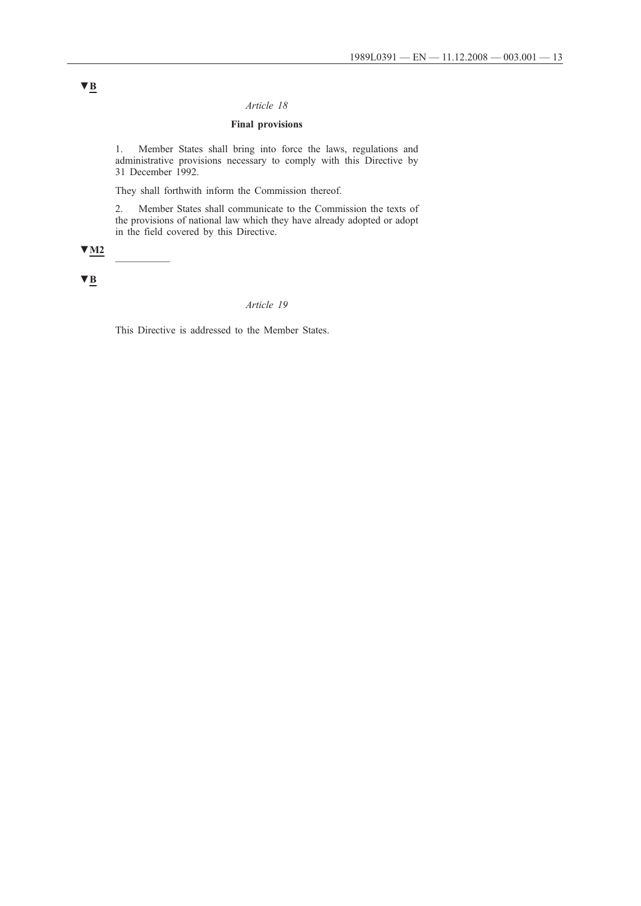▼B

*Article 18*

**Final provisions**

1. Member States shall bring into force the laws, regulations and administrative provisions necessary to comply with this Directive by 31 December 1992.

They shall forthwith inform the Commission thereof.

2. Member States shall communicate to the Commission the texts of the provisions of national law which they have already adopted or adopt in the field covered by this Directive.

▼M2

__________

▼B

*Article 19*

This Directive is addressed to the Member States.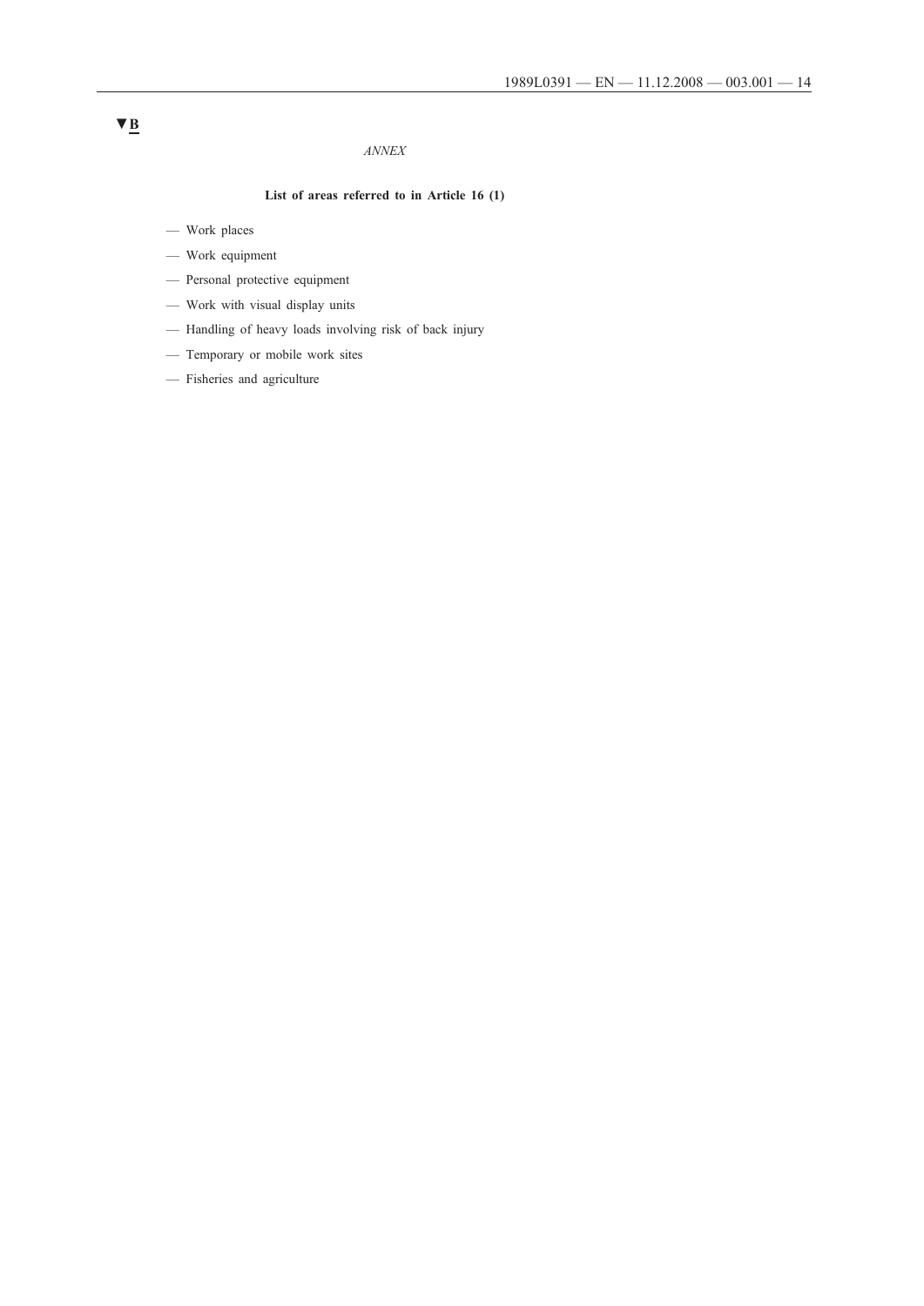▼B

*ANNEX*

**List of areas referred to in Article 16 (1)**

— Work places

— Work equipment

— Personal protective equipment

— Work with visual display units

— Handling of heavy loads involving risk of back injury

— Temporary or mobile work sites

— Fisheries and agriculture